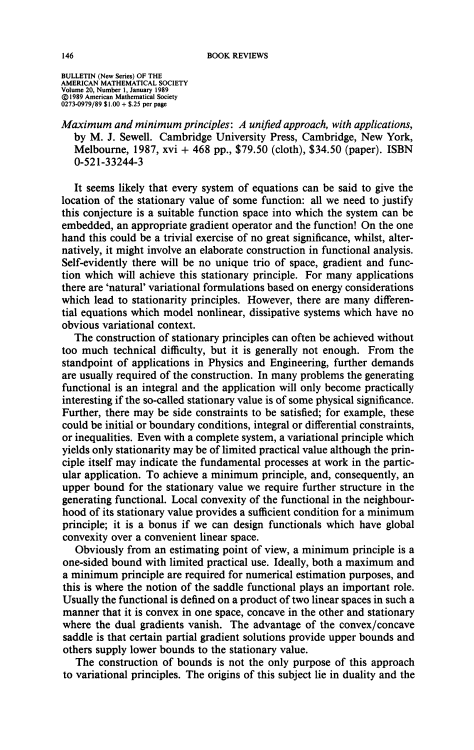BULLETIN (New Series) OF THE AMERICAN MATHEMATICAL SOCIETY
Volume 20, Number 1, January 1989
©1989 American Mathematical Society
0273-0979/89 $1.00 + $.25 per page

*Maximum and minimum principles: A unified approach, with applications*, by M. J. Sewell. Cambridge University Press, Cambridge, New York, Melbourne, 1987, xvi + 468 pp., $79.50 (cloth), $34.50 (paper). ISBN 0-521-33244-3

It seems likely that every system of equations can be said to give the location of the stationary value of some function: all we need to justify this conjecture is a suitable function space into which the system can be embedded, an appropriate gradient operator and the function! On the one hand this could be a trivial exercise of no great significance, whilst, alternatively, it might involve an elaborate construction in functional analysis. Self-evidently there will be no unique trio of space, gradient and function which will achieve this stationary principle. For many applications there are 'natural' variational formulations based on energy considerations which lead to stationarity principles. However, there are many differential equations which model nonlinear, dissipative systems which have no obvious variational context.

The construction of stationary principles can often be achieved without too much technical difficulty, but it is generally not enough. From the standpoint of applications in Physics and Engineering, further demands are usually required of the construction. In many problems the generating functional is an integral and the application will only become practically interesting if the so-called stationary value is of some physical significance. Further, there may be side constraints to be satisfied; for example, these could be initial or boundary conditions, integral or differential constraints, or inequalities. Even with a complete system, a variational principle which yields only stationarity may be of limited practical value although the principle itself may indicate the fundamental processes at work in the particular application. To achieve a minimum principle, and, consequently, an upper bound for the stationary value we require further structure in the generating functional. Local convexity of the functional in the neighbourhood of its stationary value provides a sufficient condition for a minimum principle; it is a bonus if we can design functionals which have global convexity over a convenient linear space.

Obviously from an estimating point of view, a minimum principle is a one-sided bound with limited practical use. Ideally, both a maximum and a minimum principle are required for numerical estimation purposes, and this is where the notion of the saddle functional plays an important role. Usually the functional is defined on a product of two linear spaces in such a manner that it is convex in one space, concave in the other and stationary where the dual gradients vanish. The advantage of the convex/concave saddle is that certain partial gradient solutions provide upper bounds and others supply lower bounds to the stationary value.

The construction of bounds is not the only purpose of this approach to variational principles. The origins of this subject lie in duality and the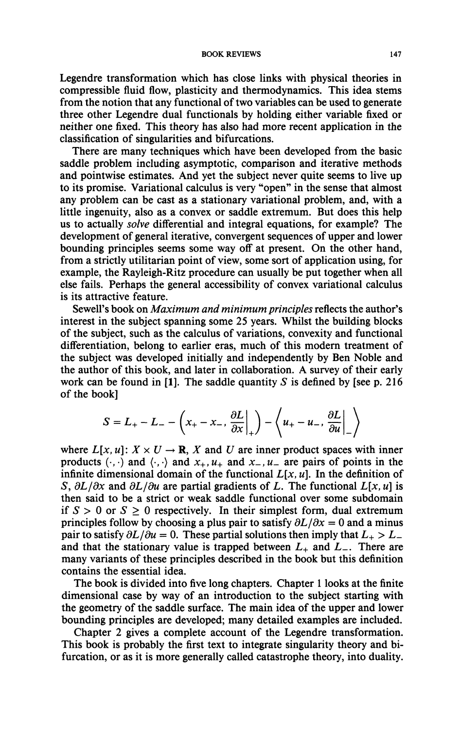Legendre transformation which has close links with physical theories in compressible fluid flow, plasticity and thermodynamics. This idea stems from the notion that any functional of two variables can be used to generate three other Legendre dual functionals by holding either variable fixed or neither one fixed. This theory has also had more recent application in the classification of singularities and bifurcations.

There are many techniques which have been developed from the basic saddle problem including asymptotic, comparison and iterative methods and pointwise estimates. And yet the subject never quite seems to live up to its promise. Variational calculus is very "open" in the sense that almost any problem can be cast as a stationary variational problem, and, with a little ingenuity, also as a convex or saddle extremum. But does this help us to actually *solve* differential and integral equations, for example? The development of general iterative, convergent sequences of upper and lower bounding principles seems some way off at present. On the other hand, from a strictly utilitarian point of view, some sort of application using, for example, the Rayleigh-Ritz procedure can usually be put together when all else fails. Perhaps the general accessibility of convex variational calculus is its attractive feature.

Sewell's book on *Maximum and minimum principles* reflects the author's interest in the subject spanning some 25 years. Whilst the building blocks of the subject, such as the calculus of variations, convexity and functional differentiation, belong to earlier eras, much of this modern treatment of the subject was developed initially and independently by Ben Noble and the author of this book, and later in collaboration. A survey of their early work can be found in **[1]**. The saddle quantity $S$ is defined by [see p. 216 of the book]

$$S = L_+ - L_- - \left(x_+ - x_-, \left.\frac{\partial L}{\partial x}\right|_+\right) - \left\langle u_+ - u_-, \left.\frac{\partial L}{\partial u}\right|_-\right\rangle$$

where $L[x, u]\colon X \times U \to \mathbf{R}$, $X$ and $U$ are inner product spaces with inner products $(\cdot, \cdot)$ and $\langle \cdot, \cdot \rangle$ and $x_+, u_+$ and $x_-, u_-$ are pairs of points in the infinite dimensional domain of the functional $L[x, u]$. In the definition of $S$, $\partial L/\partial x$ and $\partial L/\partial u$ are partial gradients of $L$. The functional $L[x, u]$ is then said to be a strict or weak saddle functional over some subdomain if $S > 0$ or $S \geq 0$ respectively. In their simplest form, dual extremum principles follow by choosing a plus pair to satisfy $\partial L/\partial x = 0$ and a minus pair to satisfy $\partial L/\partial u = 0$. These partial solutions then imply that $L_+ > L_-$ and that the stationary value is trapped between $L_+$ and $L_-$. There are many variants of these principles described in the book but this definition contains the essential idea.

The book is divided into five long chapters. Chapter 1 looks at the finite dimensional case by way of an introduction to the subject starting with the geometry of the saddle surface. The main idea of the upper and lower bounding principles are developed; many detailed examples are included.

Chapter 2 gives a complete account of the Legendre transformation. This book is probably the first text to integrate singularity theory and bifurcation, or as it is more generally called catastrophe theory, into duality.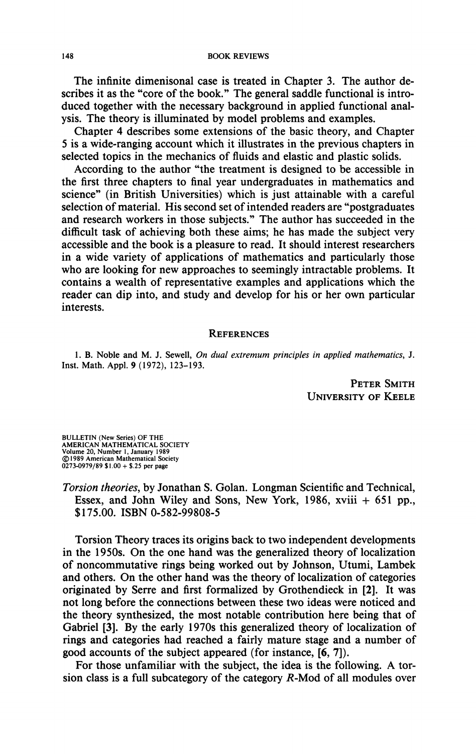The infinite dimenisonal case is treated in Chapter 3. The author describes it as the "core of the book." The general saddle functional is introduced together with the necessary background in applied functional analysis. The theory is illuminated by model problems and examples.

Chapter 4 describes some extensions of the basic theory, and Chapter 5 is a wide-ranging account which it illustrates in the previous chapters in selected topics in the mechanics of fluids and elastic and plastic solids.

According to the author "the treatment is designed to be accessible in the first three chapters to final year undergraduates in mathematics and science" (in British Universities) which is just attainable with a careful selection of material. His second set of intended readers are "postgraduates and research workers in those subjects." The author has succeeded in the difficult task of achieving both these aims; he has made the subject very accessible and the book is a pleasure to read. It should interest researchers in a wide variety of applications of mathematics and particularly those who are looking for new approaches to seemingly intractable problems. It contains a wealth of representative examples and applications which the reader can dip into, and study and develop for his or her own particular interests.

## References

1. B. Noble and M. J. Sewell, *On dual extremum principles in applied mathematics*, J. Inst. Math. Appl. **9** (1972), 123–193.

Peter Smith
University of Keele

BULLETIN (New Series) OF THE AMERICAN MATHEMATICAL SOCIETY
Volume 20, Number 1, January 1989
©1989 American Mathematical Society
0273-0979/89 $1.00 + $.25 per page

*Torsion theories*, by Jonathan S. Golan. Longman Scientific and Technical, Essex, and John Wiley and Sons, New York, 1986, xviii + 651 pp., $175.00. ISBN 0-582-99808-5

Torsion Theory traces its origins back to two independent developments in the 1950s. On the one hand was the generalized theory of localization of noncommutative rings being worked out by Johnson, Utumi, Lambek and others. On the other hand was the theory of localization of categories originated by Serre and first formalized by Grothendieck in **[2]**. It was not long before the connections between these two ideas were noticed and the theory synthesized, the most notable contribution here being that of Gabriel **[3]**. By the early 1970s this generalized theory of localization of rings and categories had reached a fairly mature stage and a number of good accounts of the subject appeared (for instance, **[6, 7]**).

For those unfamiliar with the subject, the idea is the following. A torsion class is a full subcategory of the category $R$-Mod of all modules over